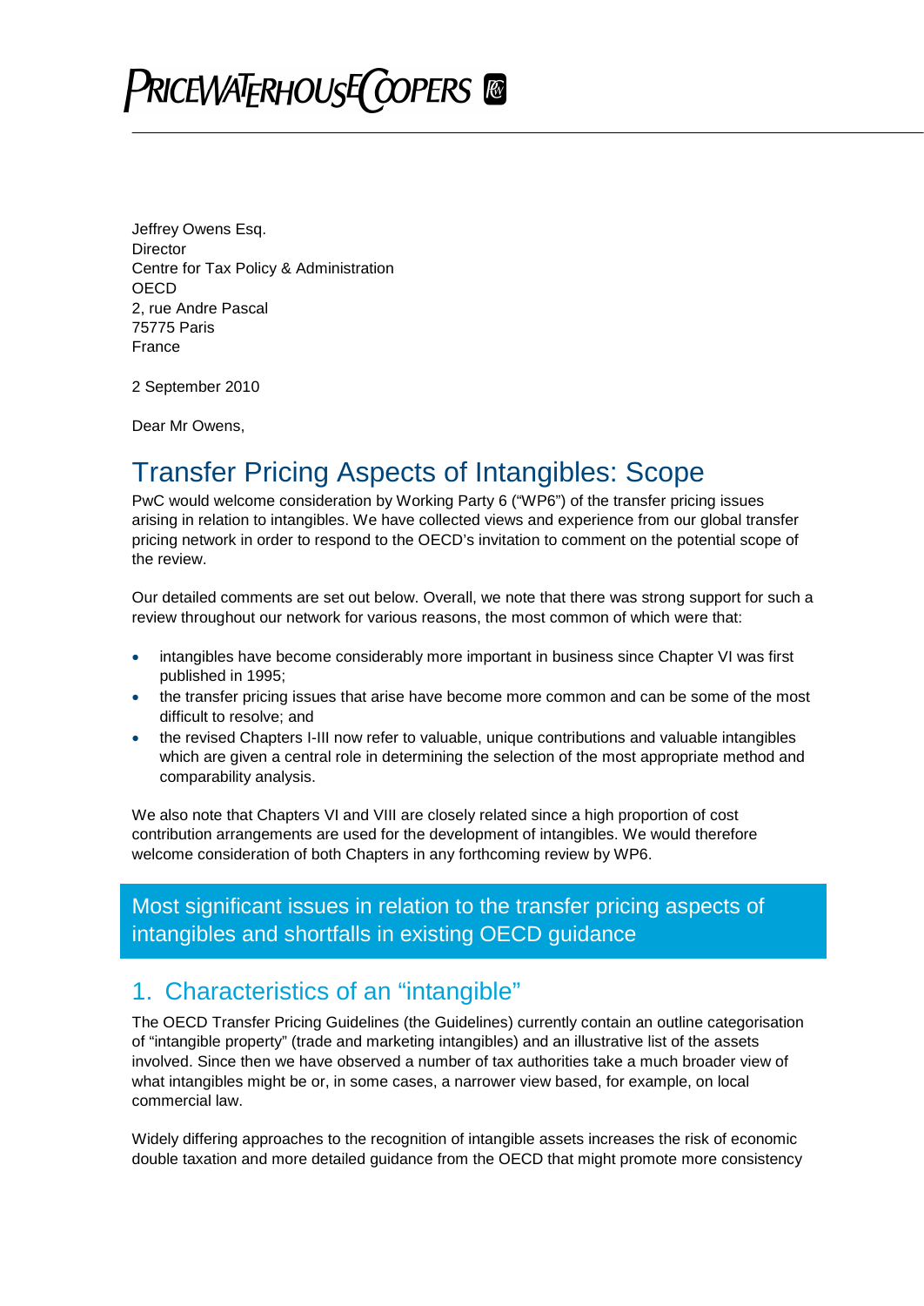PRICEWATERHOUSECOOPERS

Jeffrey Owens Esq.
Director
Centre for Tax Policy & Administration
OECD
2, rue Andre Pascal
75775 Paris
France

2 September 2010

Dear Mr Owens,

# Transfer Pricing Aspects of Intangibles: Scope

PwC would welcome consideration by Working Party 6 ("WP6") of the transfer pricing issues arising in relation to intangibles. We have collected views and experience from our global transfer pricing network in order to respond to the OECD's invitation to comment on the potential scope of the review.

Our detailed comments are set out below. Overall, we note that there was strong support for such a review throughout our network for various reasons, the most common of which were that:

- intangibles have become considerably more important in business since Chapter VI was first published in 1995;
- the transfer pricing issues that arise have become more common and can be some of the most difficult to resolve; and
- the revised Chapters I-III now refer to valuable, unique contributions and valuable intangibles which are given a central role in determining the selection of the most appropriate method and comparability analysis.

We also note that Chapters VI and VIII are closely related since a high proportion of cost contribution arrangements are used for the development of intangibles. We would therefore welcome consideration of both Chapters in any forthcoming review by WP6.

## Most significant issues in relation to the transfer pricing aspects of intangibles and shortfalls in existing OECD guidance

## 1. Characteristics of an "intangible"

The OECD Transfer Pricing Guidelines (the Guidelines) currently contain an outline categorisation of "intangible property" (trade and marketing intangibles) and an illustrative list of the assets involved. Since then we have observed a number of tax authorities take a much broader view of what intangibles might be or, in some cases, a narrower view based, for example, on local commercial law.

Widely differing approaches to the recognition of intangible assets increases the risk of economic double taxation and more detailed guidance from the OECD that might promote more consistency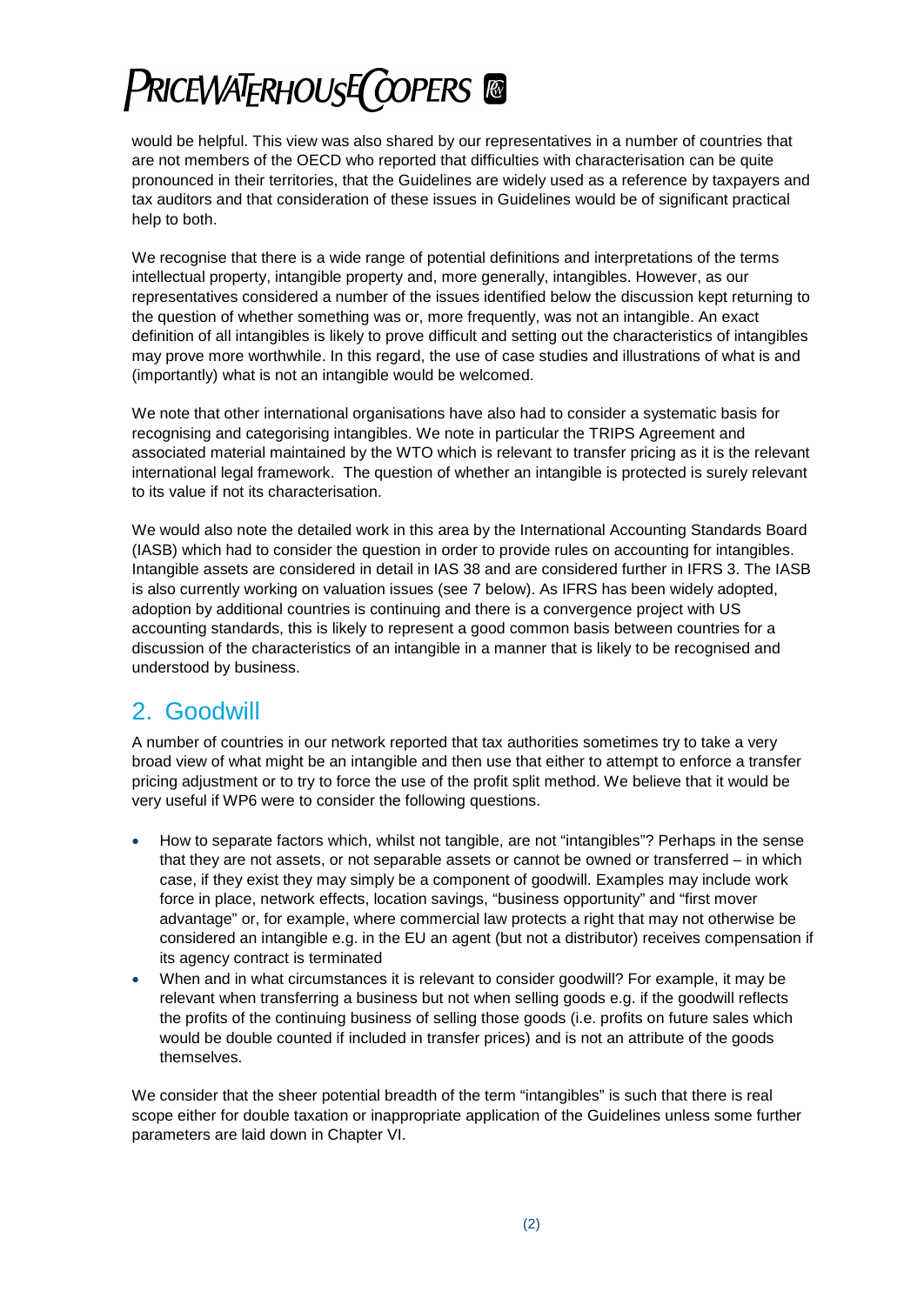would be helpful. This view was also shared by our representatives in a number of countries that are not members of the OECD who reported that difficulties with characterisation can be quite pronounced in their territories, that the Guidelines are widely used as a reference by taxpayers and tax auditors and that consideration of these issues in Guidelines would be of significant practical help to both.

We recognise that there is a wide range of potential definitions and interpretations of the terms intellectual property, intangible property and, more generally, intangibles. However, as our representatives considered a number of the issues identified below the discussion kept returning to the question of whether something was or, more frequently, was not an intangible. An exact definition of all intangibles is likely to prove difficult and setting out the characteristics of intangibles may prove more worthwhile. In this regard, the use of case studies and illustrations of what is and (importantly) what is not an intangible would be welcomed.

We note that other international organisations have also had to consider a systematic basis for recognising and categorising intangibles. We note in particular the TRIPS Agreement and associated material maintained by the WTO which is relevant to transfer pricing as it is the relevant international legal framework. The question of whether an intangible is protected is surely relevant to its value if not its characterisation.

We would also note the detailed work in this area by the International Accounting Standards Board (IASB) which had to consider the question in order to provide rules on accounting for intangibles. Intangible assets are considered in detail in IAS 38 and are considered further in IFRS 3. The IASB is also currently working on valuation issues (see 7 below). As IFRS has been widely adopted, adoption by additional countries is continuing and there is a convergence project with US accounting standards, this is likely to represent a good common basis between countries for a discussion of the characteristics of an intangible in a manner that is likely to be recognised and understood by business.

## 2. Goodwill

A number of countries in our network reported that tax authorities sometimes try to take a very broad view of what might be an intangible and then use that either to attempt to enforce a transfer pricing adjustment or to try to force the use of the profit split method. We believe that it would be very useful if WP6 were to consider the following questions.

- How to separate factors which, whilst not tangible, are not "intangibles"? Perhaps in the sense that they are not assets, or not separable assets or cannot be owned or transferred – in which case, if they exist they may simply be a component of goodwill. Examples may include work force in place, network effects, location savings, "business opportunity" and "first mover advantage" or, for example, where commercial law protects a right that may not otherwise be considered an intangible e.g. in the EU an agent (but not a distributor) receives compensation if its agency contract is terminated
- When and in what circumstances it is relevant to consider goodwill? For example, it may be relevant when transferring a business but not when selling goods e.g. if the goodwill reflects the profits of the continuing business of selling those goods (i.e. profits on future sales which would be double counted if included in transfer prices) and is not an attribute of the goods themselves.

We consider that the sheer potential breadth of the term "intangibles" is such that there is real scope either for double taxation or inappropriate application of the Guidelines unless some further parameters are laid down in Chapter VI.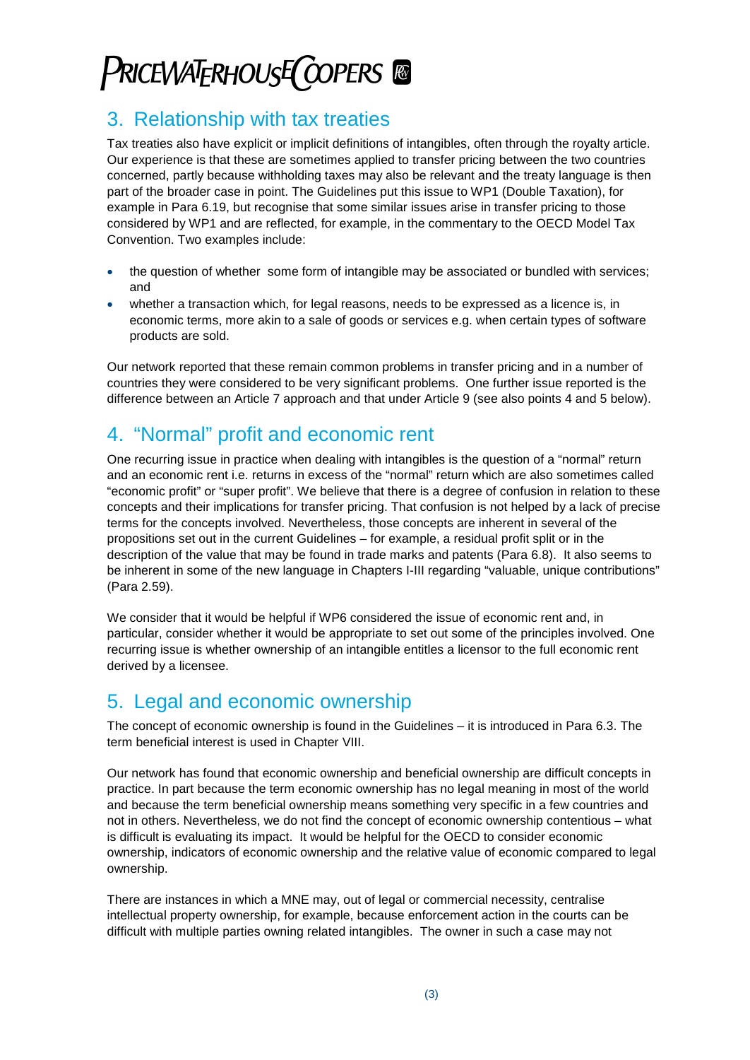## 3. Relationship with tax treaties

Tax treaties also have explicit or implicit definitions of intangibles, often through the royalty article. Our experience is that these are sometimes applied to transfer pricing between the two countries concerned, partly because withholding taxes may also be relevant and the treaty language is then part of the broader case in point. The Guidelines put this issue to WP1 (Double Taxation), for example in Para 6.19, but recognise that some similar issues arise in transfer pricing to those considered by WP1 and are reflected, for example, in the commentary to the OECD Model Tax Convention. Two examples include:

- the question of whether some form of intangible may be associated or bundled with services; and
- whether a transaction which, for legal reasons, needs to be expressed as a licence is, in economic terms, more akin to a sale of goods or services e.g. when certain types of software products are sold.

Our network reported that these remain common problems in transfer pricing and in a number of countries they were considered to be very significant problems. One further issue reported is the difference between an Article 7 approach and that under Article 9 (see also points 4 and 5 below).

## 4. “Normal” profit and economic rent

One recurring issue in practice when dealing with intangibles is the question of a “normal” return and an economic rent i.e. returns in excess of the “normal” return which are also sometimes called “economic profit” or “super profit”. We believe that there is a degree of confusion in relation to these concepts and their implications for transfer pricing. That confusion is not helped by a lack of precise terms for the concepts involved. Nevertheless, those concepts are inherent in several of the propositions set out in the current Guidelines – for example, a residual profit split or in the description of the value that may be found in trade marks and patents (Para 6.8). It also seems to be inherent in some of the new language in Chapters I-III regarding “valuable, unique contributions” (Para 2.59).

We consider that it would be helpful if WP6 considered the issue of economic rent and, in particular, consider whether it would be appropriate to set out some of the principles involved. One recurring issue is whether ownership of an intangible entitles a licensor to the full economic rent derived by a licensee.

## 5. Legal and economic ownership

The concept of economic ownership is found in the Guidelines – it is introduced in Para 6.3. The term beneficial interest is used in Chapter VIII.

Our network has found that economic ownership and beneficial ownership are difficult concepts in practice. In part because the term economic ownership has no legal meaning in most of the world and because the term beneficial ownership means something very specific in a few countries and not in others. Nevertheless, we do not find the concept of economic ownership contentious – what is difficult is evaluating its impact. It would be helpful for the OECD to consider economic ownership, indicators of economic ownership and the relative value of economic compared to legal ownership.

There are instances in which a MNE may, out of legal or commercial necessity, centralise intellectual property ownership, for example, because enforcement action in the courts can be difficult with multiple parties owning related intangibles. The owner in such a case may not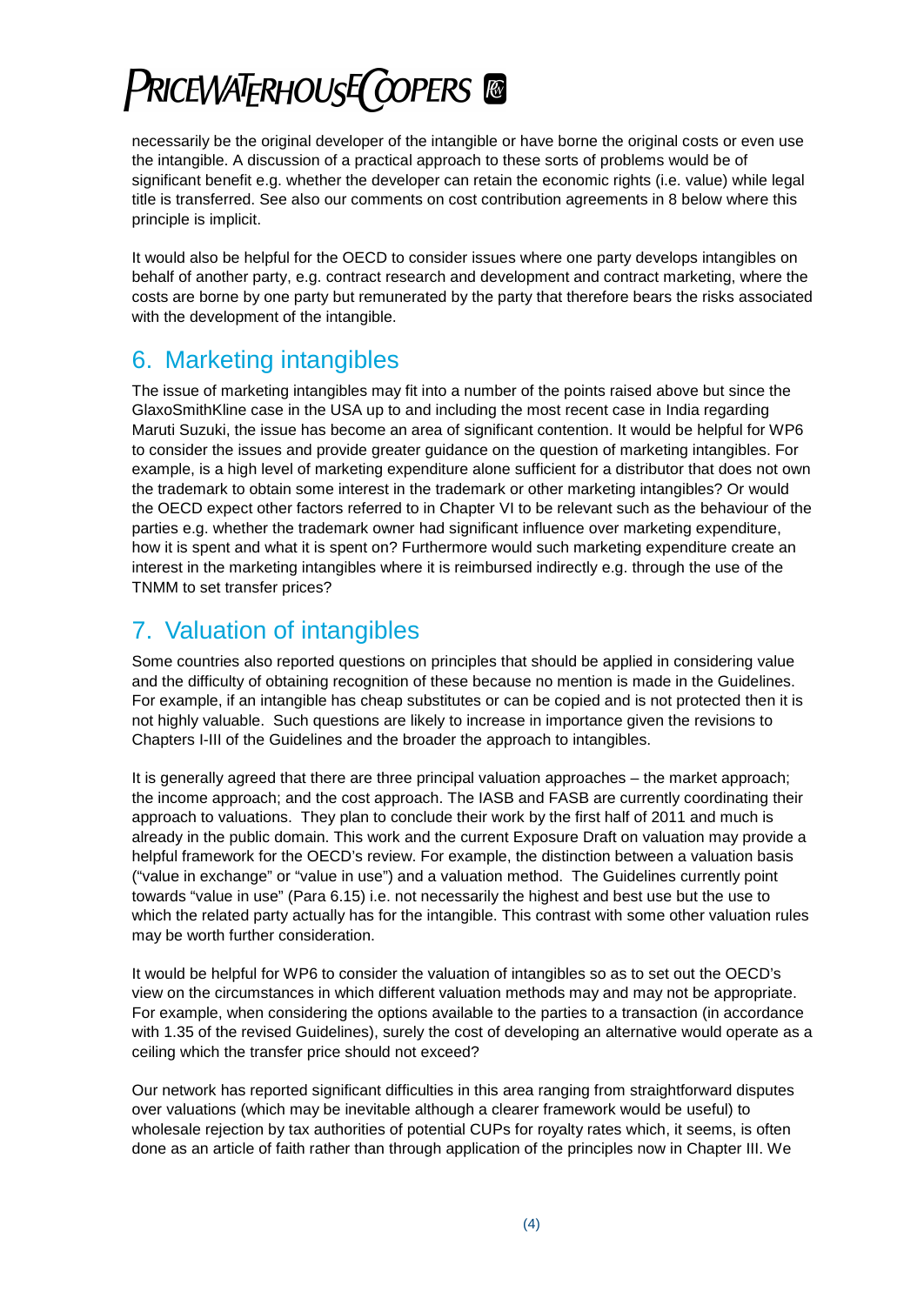necessarily be the original developer of the intangible or have borne the original costs or even use the intangible. A discussion of a practical approach to these sorts of problems would be of significant benefit e.g. whether the developer can retain the economic rights (i.e. value) while legal title is transferred. See also our comments on cost contribution agreements in 8 below where this principle is implicit.

It would also be helpful for the OECD to consider issues where one party develops intangibles on behalf of another party, e.g. contract research and development and contract marketing, where the costs are borne by one party but remunerated by the party that therefore bears the risks associated with the development of the intangible.

## 6. Marketing intangibles

The issue of marketing intangibles may fit into a number of the points raised above but since the GlaxoSmithKline case in the USA up to and including the most recent case in India regarding Maruti Suzuki, the issue has become an area of significant contention. It would be helpful for WP6 to consider the issues and provide greater guidance on the question of marketing intangibles. For example, is a high level of marketing expenditure alone sufficient for a distributor that does not own the trademark to obtain some interest in the trademark or other marketing intangibles? Or would the OECD expect other factors referred to in Chapter VI to be relevant such as the behaviour of the parties e.g. whether the trademark owner had significant influence over marketing expenditure, how it is spent and what it is spent on? Furthermore would such marketing expenditure create an interest in the marketing intangibles where it is reimbursed indirectly e.g. through the use of the TNMM to set transfer prices?

## 7. Valuation of intangibles

Some countries also reported questions on principles that should be applied in considering value and the difficulty of obtaining recognition of these because no mention is made in the Guidelines. For example, if an intangible has cheap substitutes or can be copied and is not protected then it is not highly valuable. Such questions are likely to increase in importance given the revisions to Chapters I-III of the Guidelines and the broader the approach to intangibles.

It is generally agreed that there are three principal valuation approaches – the market approach; the income approach; and the cost approach. The IASB and FASB are currently coordinating their approach to valuations. They plan to conclude their work by the first half of 2011 and much is already in the public domain. This work and the current Exposure Draft on valuation may provide a helpful framework for the OECD's review. For example, the distinction between a valuation basis ("value in exchange" or "value in use") and a valuation method. The Guidelines currently point towards "value in use" (Para 6.15) i.e. not necessarily the highest and best use but the use to which the related party actually has for the intangible. This contrast with some other valuation rules may be worth further consideration.

It would be helpful for WP6 to consider the valuation of intangibles so as to set out the OECD's view on the circumstances in which different valuation methods may and may not be appropriate. For example, when considering the options available to the parties to a transaction (in accordance with 1.35 of the revised Guidelines), surely the cost of developing an alternative would operate as a ceiling which the transfer price should not exceed?

Our network has reported significant difficulties in this area ranging from straightforward disputes over valuations (which may be inevitable although a clearer framework would be useful) to wholesale rejection by tax authorities of potential CUPs for royalty rates which, it seems, is often done as an article of faith rather than through application of the principles now in Chapter III. We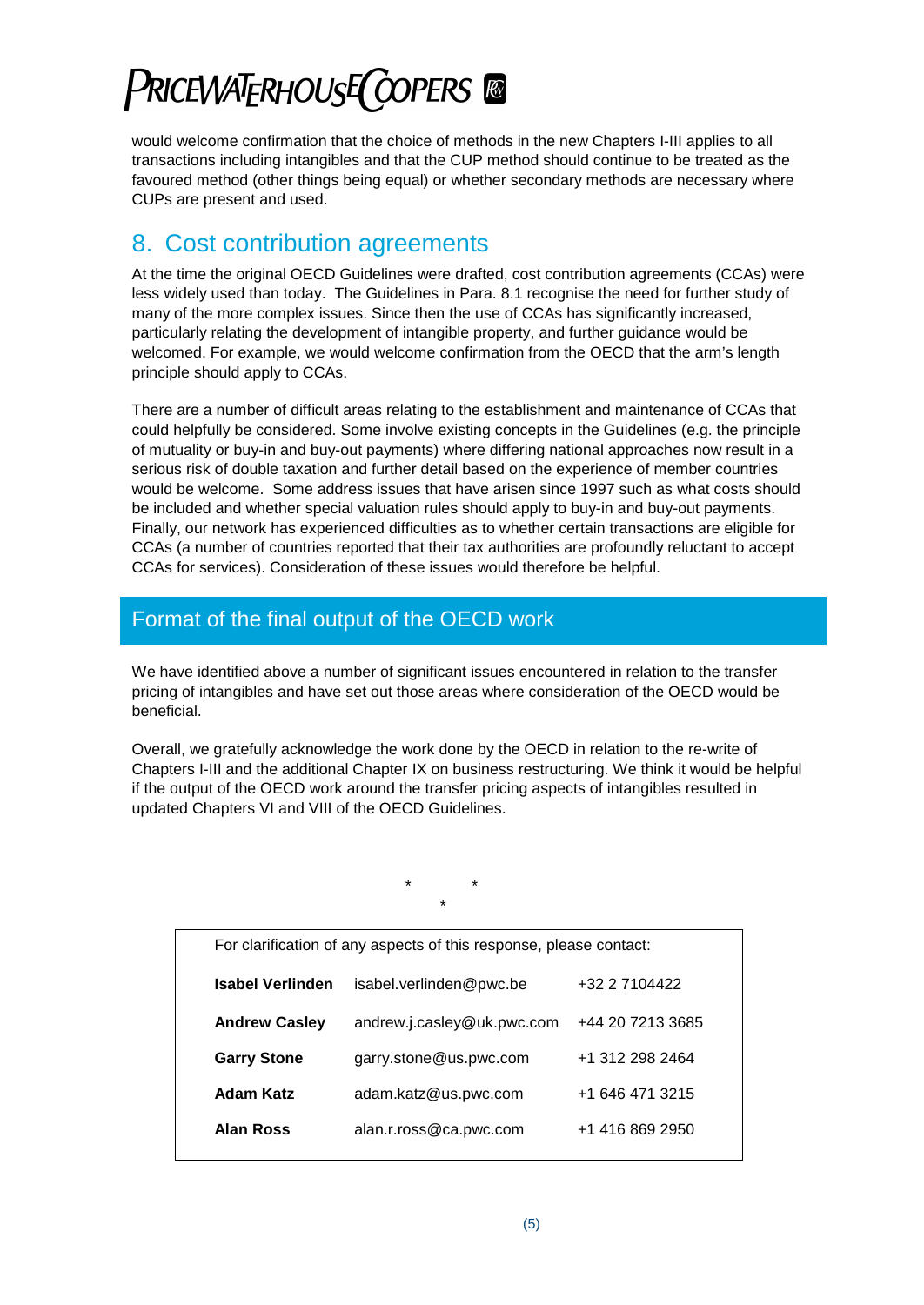would welcome confirmation that the choice of methods in the new Chapters I-III applies to all transactions including intangibles and that the CUP method should continue to be treated as the favoured method (other things being equal) or whether secondary methods are necessary where CUPs are present and used.

## 8. Cost contribution agreements

At the time the original OECD Guidelines were drafted, cost contribution agreements (CCAs) were less widely used than today. The Guidelines in Para. 8.1 recognise the need for further study of many of the more complex issues. Since then the use of CCAs has significantly increased, particularly relating the development of intangible property, and further guidance would be welcomed. For example, we would welcome confirmation from the OECD that the arm's length principle should apply to CCAs.

There are a number of difficult areas relating to the establishment and maintenance of CCAs that could helpfully be considered. Some involve existing concepts in the Guidelines (e.g. the principle of mutuality or buy-in and buy-out payments) where differing national approaches now result in a serious risk of double taxation and further detail based on the experience of member countries would be welcome. Some address issues that have arisen since 1997 such as what costs should be included and whether special valuation rules should apply to buy-in and buy-out payments. Finally, our network has experienced difficulties as to whether certain transactions are eligible for CCAs (a number of countries reported that their tax authorities are profoundly reluctant to accept CCAs for services). Consideration of these issues would therefore be helpful.

## Format of the final output of the OECD work

We have identified above a number of significant issues encountered in relation to the transfer pricing of intangibles and have set out those areas where consideration of the OECD would be beneficial.

Overall, we gratefully acknowledge the work done by the OECD in relation to the re-write of Chapters I-III and the additional Chapter IX on business restructuring. We think it would be helpful if the output of the OECD work around the transfer pricing aspects of intangibles resulted in updated Chapters VI and VIII of the OECD Guidelines.

\* \* \*

For clarification of any aspects of this response, please contact:

| | | |
|---|---|---|
| **Isabel Verlinden** | isabel.verlinden@pwc.be | +32 2 7104422 |
| **Andrew Casley** | andrew.j.casley@uk.pwc.com | +44 20 7213 3685 |
| **Garry Stone** | garry.stone@us.pwc.com | +1 312 298 2464 |
| **Adam Katz** | adam.katz@us.pwc.com | +1 646 471 3215 |
| **Alan Ross** | alan.r.ross@ca.pwc.com | +1 416 869 2950 |